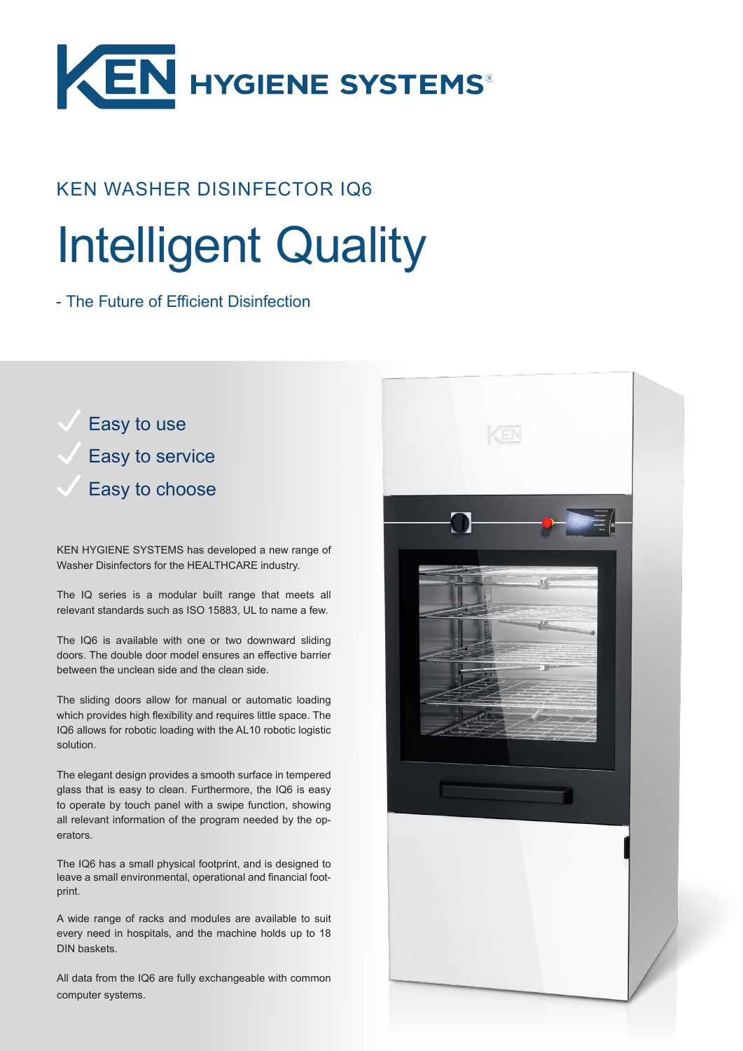# KEN HYGIENE SYSTEMS®

## KEN WASHER DISINFECTOR IQ6

# Intelligent Quality

- The Future of Efficient Disinfection

- ✓ Easy to use
- ✓ Easy to service
- ✓ Easy to choose

KEN HYGIENE SYSTEMS has developed a new range of Washer Disinfectors for the HEALTHCARE industry.

The IQ series is a modular built range that meets all relevant standards such as ISO 15883, UL to name a few.

The IQ6 is available with one or two downward sliding doors. The double door model ensures an effective barrier between the unclean side and the clean side.

The sliding doors allow for manual or automatic loading which provides high flexibility and requires little space. The IQ6 allows for robotic loading with the AL10 robotic logistic solution.

The elegant design provides a smooth surface in tempered glass that is easy to clean. Furthermore, the IQ6 is easy to operate by touch panel with a swipe function, showing all relevant information of the program needed by the operators.

The IQ6 has a small physical footprint, and is designed to leave a small environmental, operational and financial footprint.

A wide range of racks and modules are available to suit every need in hospitals, and the machine holds up to 18 DIN baskets.

All data from the IQ6 are fully exchangeable with common computer systems.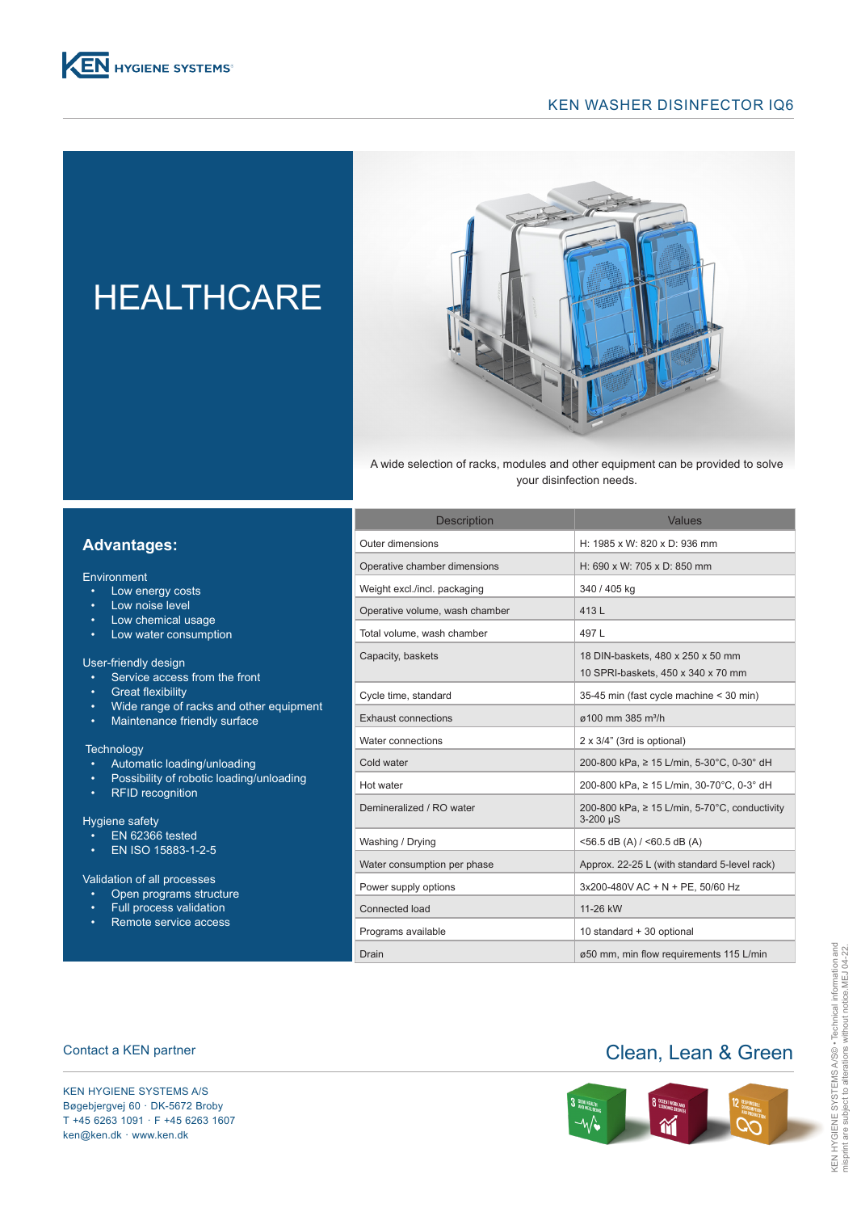KEN HYGIENE SYSTEMS

KEN WASHER DISINFECTOR IQ6

# HEALTHCARE

A wide selection of racks, modules and other equipment can be provided to solve your disinfection needs.

## Advantages:

Environment
- Low energy costs
- Low noise level
- Low chemical usage
- Low water consumption

User-friendly design
- Service access from the front
- Great flexibility
- Wide range of racks and other equipment
- Maintenance friendly surface

Technology
- Automatic loading/unloading
- Possibility of robotic loading/unloading
- RFID recognition

Hygiene safety
- EN 62366 tested
- EN ISO 15883-1-2-5

Validation of all processes
- Open programs structure
- Full process validation
- Remote service access

| Description | Values |
|---|---|
| Outer dimensions | H: 1985 x W: 820 x D: 936 mm |
| Operative chamber dimensions | H: 690 x W: 705 x D: 850 mm |
| Weight excl./incl. packaging | 340 / 405 kg |
| Operative volume, wash chamber | 413 L |
| Total volume, wash chamber | 497 L |
| Capacity, baskets | 18 DIN-baskets, 480 x 250 x 50 mm<br>10 SPRI-baskets, 450 x 340 x 70 mm |
| Cycle time, standard | 35-45 min (fast cycle machine < 30 min) |
| Exhaust connections | ø100 mm 385 m³/h |
| Water connections | 2 x 3/4" (3rd is optional) |
| Cold water | 200-800 kPa, ≥ 15 L/min, 5-30°C, 0-30° dH |
| Hot water | 200-800 kPa, ≥ 15 L/min, 30-70°C, 0-3° dH |
| Demineralized / RO water | 200-800 kPa, ≥ 15 L/min, 5-70°C, conductivity 3-200 µS |
| Washing / Drying | <56.5 dB (A) / <60.5 dB (A) |
| Water consumption per phase | Approx. 22-25 L (with standard 5-level rack) |
| Power supply options | 3x200-480V AC + N + PE, 50/60 Hz |
| Connected load | 11-26 kW |
| Programs available | 10 standard + 30 optional |
| Drain | ø50 mm, min flow requirements 115 L/min |

Contact a KEN partner

Clean, Lean & Green

KEN HYGIENE SYSTEMS A/S
Bøgebjergvej 60 · DK-5672 Broby
T +45 6263 1091 · F +45 6263 1607
ken@ken.dk · www.ken.dk

KEN HYGIENE SYSTEMS A/S© • Technical information and misprint are subject to alterations without notice.MEJ 04-22.